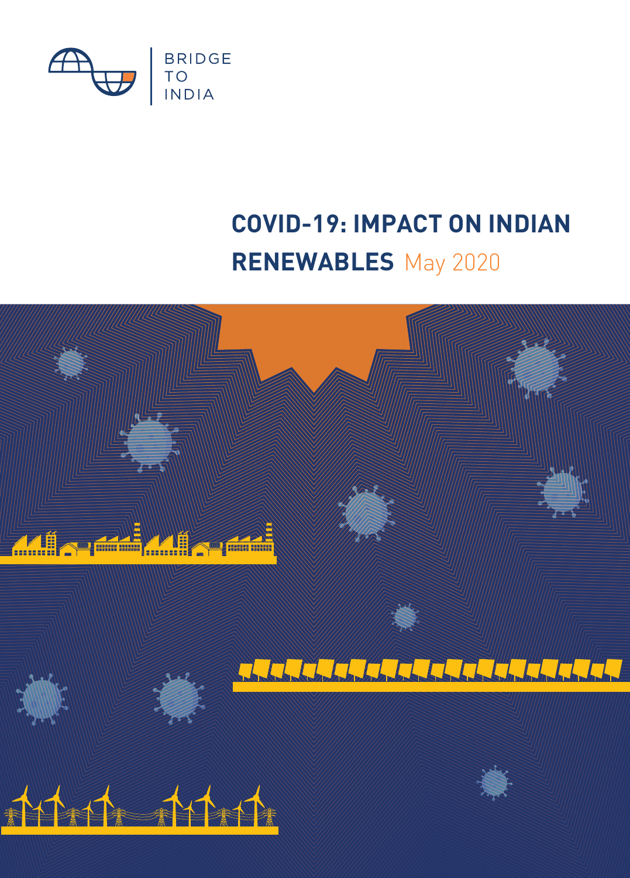BRIDGE TO INDIA

# COVID-19: IMPACT ON INDIAN RENEWABLES May 2020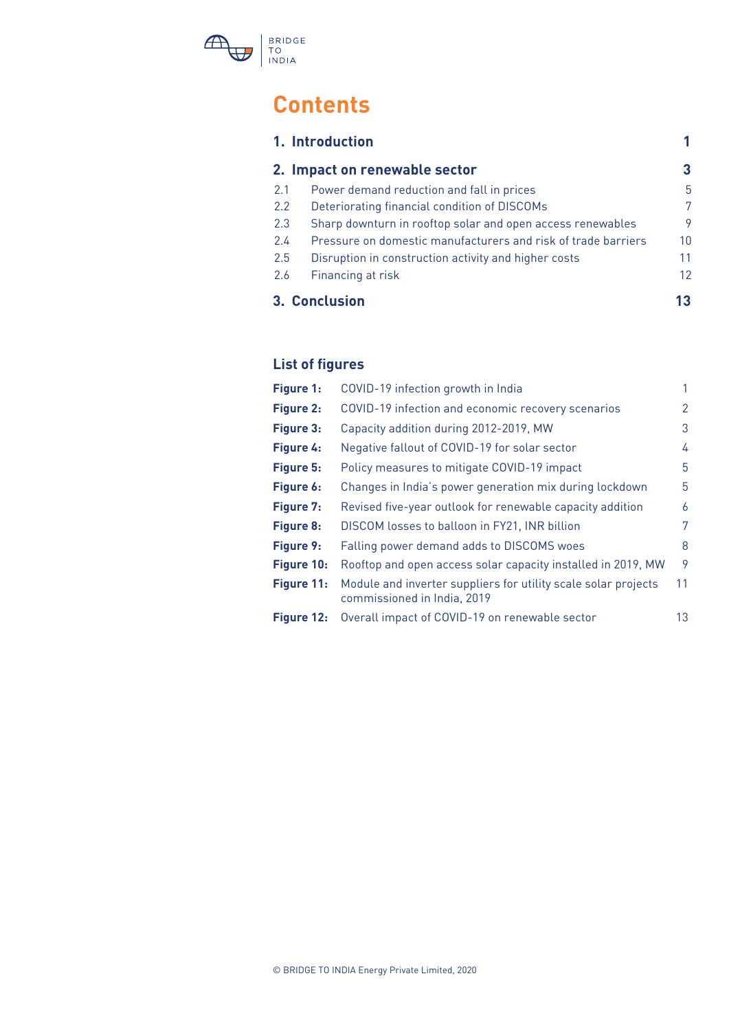# Contents

| | | |
|---|---|---|
| **1.** | **Introduction** | **1** |
| **2.** | **Impact on renewable sector** | **3** |
| 2.1 | Power demand reduction and fall in prices | 5 |
| 2.2 | Deteriorating financial condition of DISCOMs | 7 |
| 2.3 | Sharp downturn in rooftop solar and open access renewables | 9 |
| 2.4 | Pressure on domestic manufacturers and risk of trade barriers | 10 |
| 2.5 | Disruption in construction activity and higher costs | 11 |
| 2.6 | Financing at risk | 12 |
| **3.** | **Conclusion** | **13** |

## List of figures

| | | |
|---|---|---|
| **Figure 1:** | COVID-19 infection growth in India | 1 |
| **Figure 2:** | COVID-19 infection and economic recovery scenarios | 2 |
| **Figure 3:** | Capacity addition during 2012-2019, MW | 3 |
| **Figure 4:** | Negative fallout of COVID-19 for solar sector | 4 |
| **Figure 5:** | Policy measures to mitigate COVID-19 impact | 5 |
| **Figure 6:** | Changes in India's power generation mix during lockdown | 5 |
| **Figure 7:** | Revised five-year outlook for renewable capacity addition | 6 |
| **Figure 8:** | DISCOM losses to balloon in FY21, INR billion | 7 |
| **Figure 9:** | Falling power demand adds to DISCOMS woes | 8 |
| **Figure 10:** | Rooftop and open access solar capacity installed in 2019, MW | 9 |
| **Figure 11:** | Module and inverter suppliers for utility scale solar projects commissioned in India, 2019 | 11 |
| **Figure 12:** | Overall impact of COVID-19 on renewable sector | 13 |

© BRIDGE TO INDIA Energy Private Limited, 2020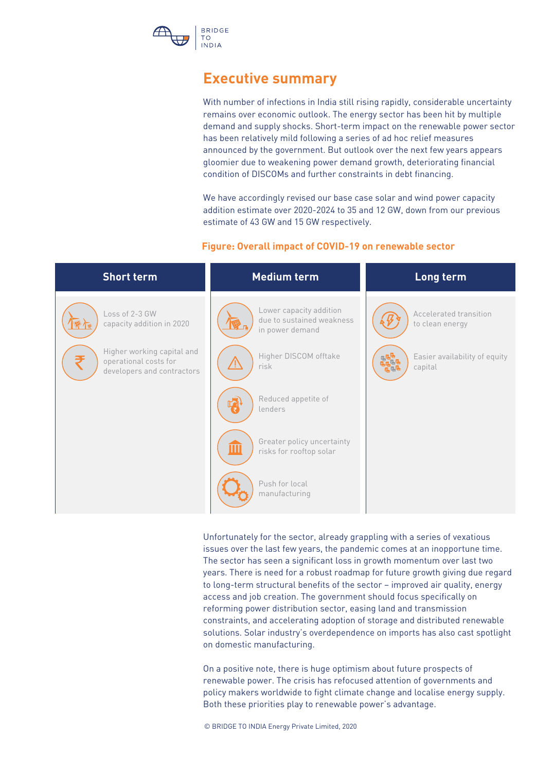# Executive summary

With number of infections in India still rising rapidly, considerable uncertainty remains over economic outlook. The energy sector has been hit by multiple demand and supply shocks. Short-term impact on the renewable power sector has been relatively mild following a series of ad hoc relief measures announced by the government. But outlook over the next few years appears gloomier due to weakening power demand growth, deteriorating financial condition of DISCOMs and further constraints in debt financing.

We have accordingly revised our base case solar and wind power capacity addition estimate over 2020-2024 to 35 and 12 GW, down from our previous estimate of 43 GW and 15 GW respectively.

**Figure: Overall impact of COVID-19 on renewable sector**

| Short term | Medium term | Long term |
|---|---|---|
| Loss of 2-3 GW capacity addition in 2020 | Lower capacity addition due to sustained weakness in power demand | Accelerated transition to clean energy |
| Higher working capital and operational costs for developers and contractors | Higher DISCOM offtake risk | Easier availability of equity capital |
| | Reduced appetite of lenders | |
| | Greater policy uncertainty risks for rooftop solar | |
| | Push for local manufacturing | |

Unfortunately for the sector, already grappling with a series of vexatious issues over the last few years, the pandemic comes at an inopportune time. The sector has seen a significant loss in growth momentum over last two years. There is need for a robust roadmap for future growth giving due regard to long-term structural benefits of the sector – improved air quality, energy access and job creation. The government should focus specifically on reforming power distribution sector, easing land and transmission constraints, and accelerating adoption of storage and distributed renewable solutions. Solar industry's overdependence on imports has also cast spotlight on domestic manufacturing.

On a positive note, there is huge optimism about future prospects of renewable power. The crisis has refocused attention of governments and policy makers worldwide to fight climate change and localise energy supply. Both these priorities play to renewable power's advantage.

© BRIDGE TO INDIA Energy Private Limited, 2020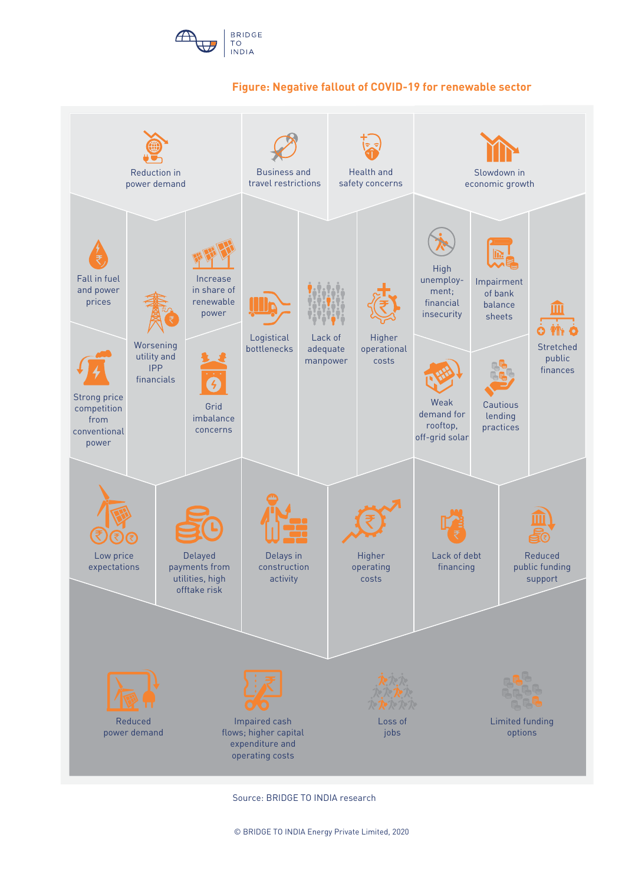**Figure: Negative fallout of COVID-19 for renewable sector**

Reduction in power demand

Business and travel restrictions

Health and safety concerns

Slowdown in economic growth

Fall in fuel and power prices

Worsening utility and IPP financials

Increase in share of renewable power

Strong price competition from conventional power

Grid imbalance concerns

Logistical bottlenecks

Lack of adequate manpower

Higher operational costs

High unemployment; financial insecurity

Impairment of bank balance sheets

Stretched public finances

Weak demand for rooftop, off-grid solar

Cautious lending practices

Low price expectations

Delayed payments from utilities, high offtake risk

Delays in construction activity

Higher operating costs

Lack of debt financing

Reduced public funding support

Reduced power demand

Impaired cash flows; higher capital expenditure and operating costs

Loss of jobs

Limited funding options

Source: BRIDGE TO INDIA research

© BRIDGE TO INDIA Energy Private Limited, 2020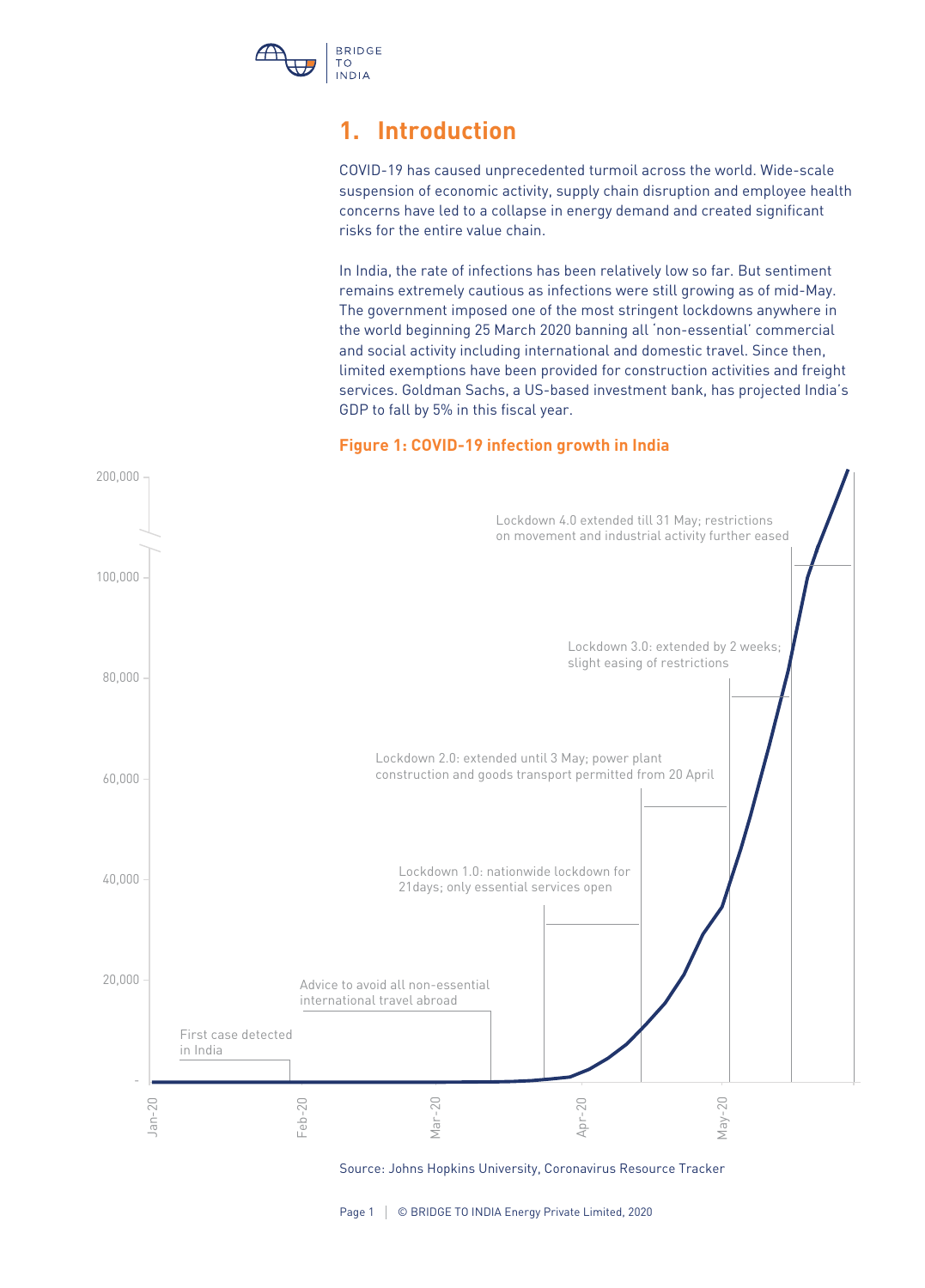# 1. Introduction

COVID-19 has caused unprecedented turmoil across the world. Wide-scale suspension of economic activity, supply chain disruption and employee health concerns have led to a collapse in energy demand and created significant risks for the entire value chain.

In India, the rate of infections has been relatively low so far. But sentiment remains extremely cautious as infections were still growing as of mid-May. The government imposed one of the most stringent lockdowns anywhere in the world beginning 25 March 2020 banning all 'non-essential' commercial and social activity including international and domestic travel. Since then, limited exemptions have been provided for construction activities and freight services. Goldman Sachs, a US-based investment bank, has projected India's GDP to fall by 5% in this fiscal year.

**Figure 1: COVID-19 infection growth in India**

Chart annotations:
- First case detected in India
- Advice to avoid all non-essential international travel abroad
- Lockdown 1.0: nationwide lockdown for 21days; only essential services open
- Lockdown 2.0: extended until 3 May; power plant construction and goods transport permitted from 20 April
- Lockdown 3.0: extended by 2 weeks; slight easing of restrictions
- Lockdown 4.0 extended till 31 May; restrictions on movement and industrial activity further eased

Y-axis: -, 20,000, 40,000, 60,000, 80,000, 100,000, 200,000
X-axis: Jan-20, Feb-20, Mar-20, Apr-20, May-20

Source: Johns Hopkins University, Coronavirus Resource Tracker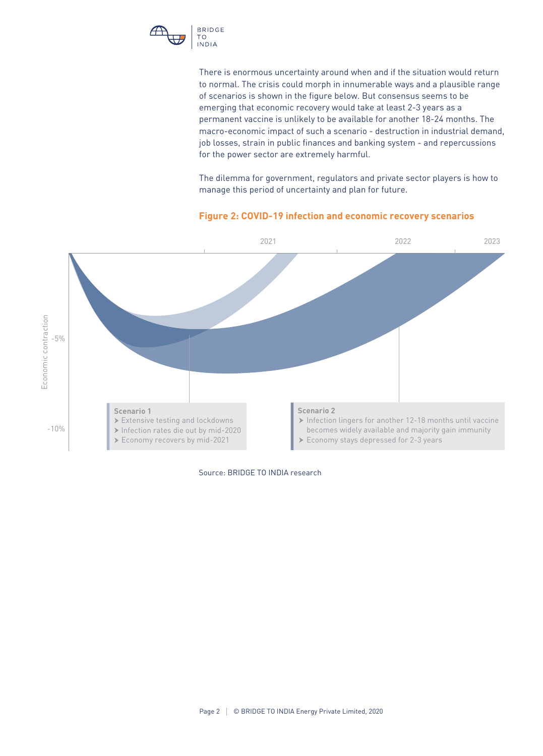There is enormous uncertainty around when and if the situation would return to normal. The crisis could morph in innumerable ways and a plausible range of scenarios is shown in the figure below. But consensus seems to be emerging that economic recovery would take at least 2-3 years as a permanent vaccine is unlikely to be available for another 18-24 months. The macro-economic impact of such a scenario - destruction in industrial demand, job losses, strain in public finances and banking system - and repercussions for the power sector are extremely harmful.

The dilemma for government, regulators and private sector players is how to manage this period of uncertainty and plan for future.

**Figure 2: COVID-19 infection and economic recovery scenarios**

2021 | 2022 | 2023

Economic contraction: -5%, -10%

**Scenario 1**
- Extensive testing and lockdowns
- Infection rates die out by mid-2020
- Economy recovers by mid-2021

**Scenario 2**
- Infection lingers for another 12-18 months until vaccine becomes widely available and majority gain immunity
- Economy stays depressed for 2-3 years

Source: BRIDGE TO INDIA research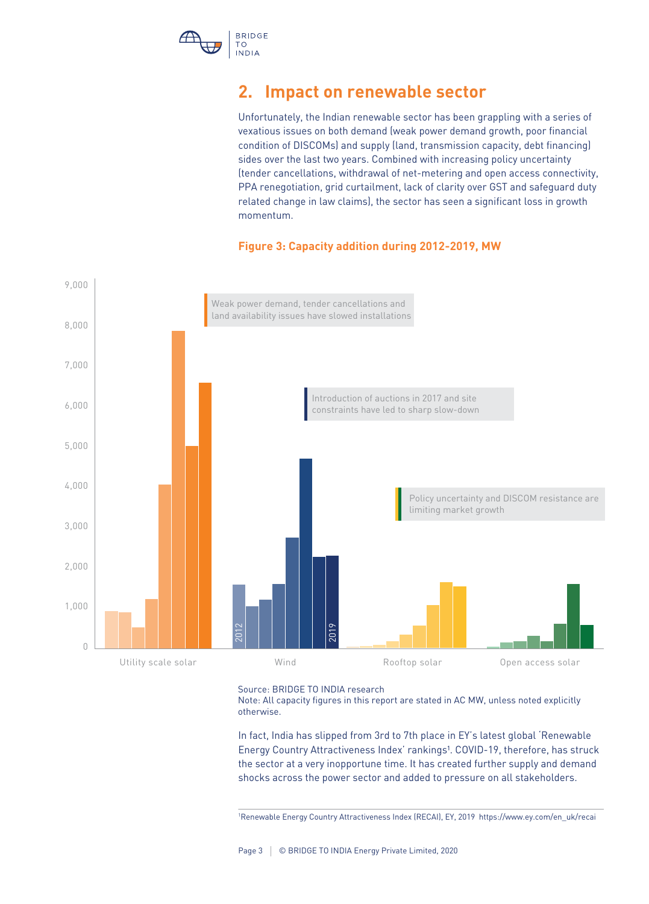## 2. Impact on renewable sector

Unfortunately, the Indian renewable sector has been grappling with a series of vexatious issues on both demand (weak power demand growth, poor financial condition of DISCOMs) and supply (land, transmission capacity, debt financing) sides over the last two years. Combined with increasing policy uncertainty (tender cancellations, withdrawal of net-metering and open access connectivity, PPA renegotiation, grid curtailment, lack of clarity over GST and safeguard duty related change in law claims), the sector has seen a significant loss in growth momentum.

**Figure 3: Capacity addition during 2012-2019, MW**

Weak power demand, tender cancellations and land availability issues have slowed installations

Introduction of auctions in 2017 and site constraints have led to sharp slow-down

Policy uncertainty and DISCOM resistance are limiting market growth

Source: BRIDGE TO INDIA research

Note: All capacity figures in this report are stated in AC MW, unless noted explicitly otherwise.

In fact, India has slipped from 3rd to 7th place in EY's latest global 'Renewable Energy Country Attractiveness Index' rankings[1]. COVID-19, therefore, has struck the sector at a very inopportune time. It has created further supply and demand shocks across the power sector and added to pressure on all stakeholders.

[1] Renewable Energy Country Attractiveness Index (RECAI), EY, 2019 https://www.ey.com/en_uk/recai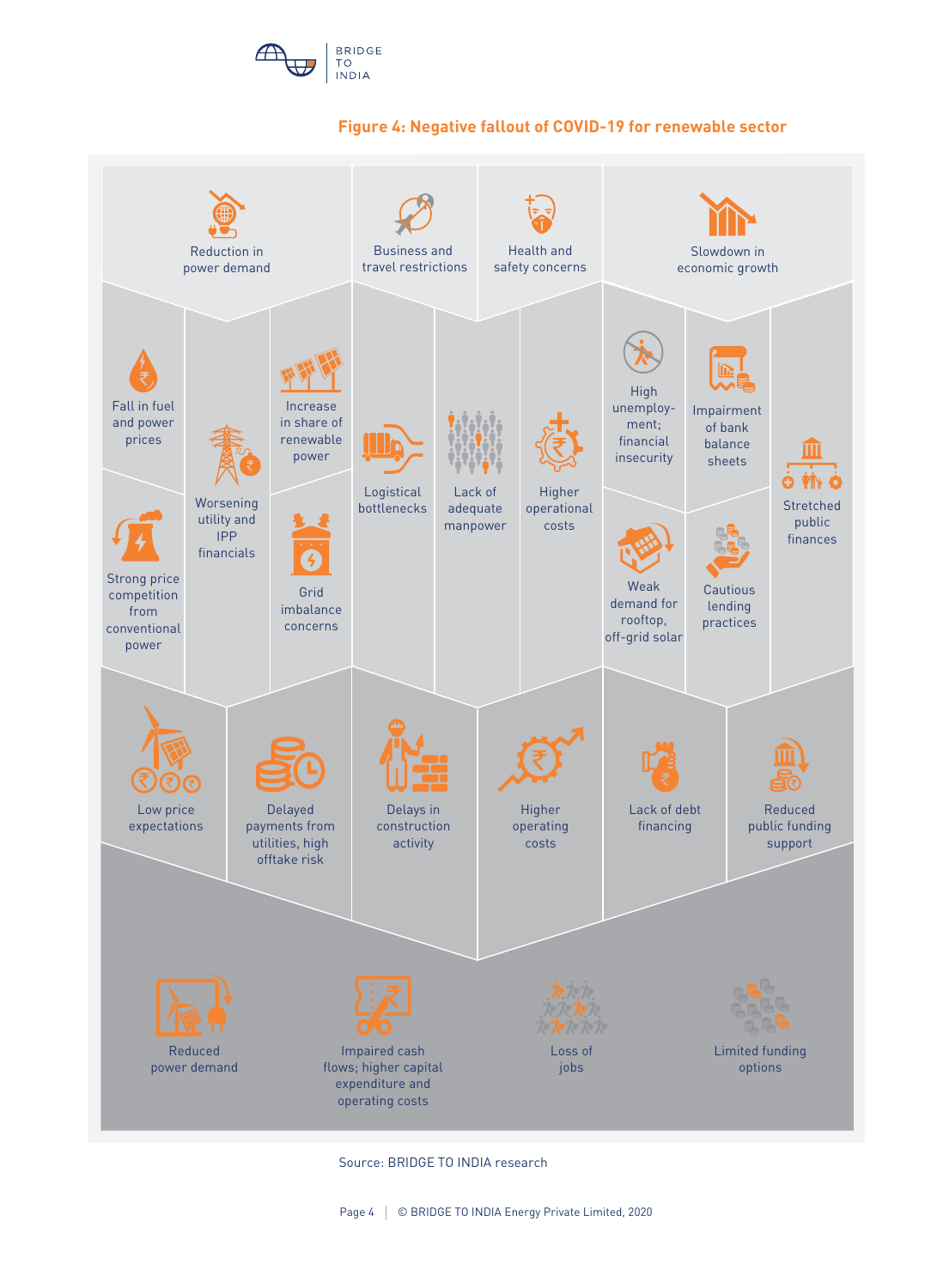**Figure 4: Negative fallout of COVID-19 for renewable sector**

Reduction in power demand

Business and travel restrictions

Health and safety concerns

Slowdown in economic growth

Fall in fuel and power prices

Strong price competition from conventional power

Worsening utility and IPP financials

Increase in share of renewable power

Grid imbalance concerns

Logistical bottlenecks

Lack of adequate manpower

Higher operational costs

High unemployment; financial insecurity

Weak demand for rooftop, off-grid solar

Impairment of bank balance sheets

Cautious lending practices

Stretched public finances

Low price expectations

Delayed payments from utilities, high offtake risk

Delays in construction activity

Higher operating costs

Lack of debt financing

Reduced public funding support

Reduced power demand

Impaired cash flows; higher capital expenditure and operating costs

Loss of jobs

Limited funding options

Source: BRIDGE TO INDIA research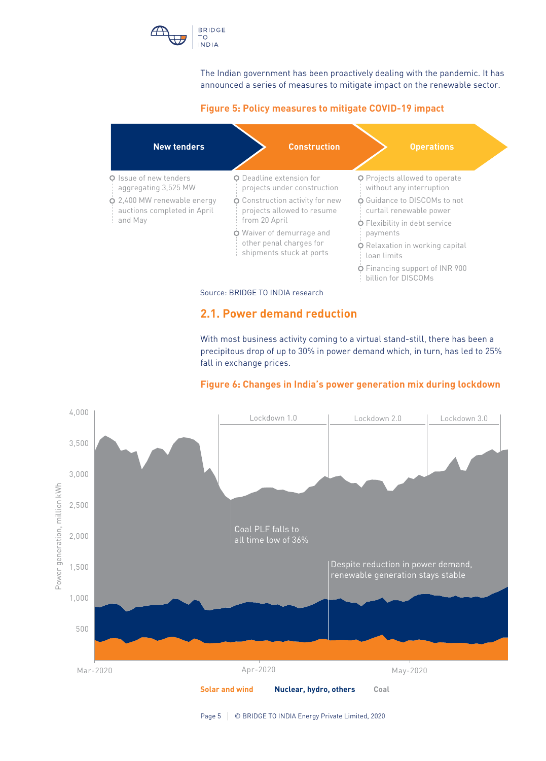The Indian government has been proactively dealing with the pandemic. It has announced a series of measures to mitigate impact on the renewable sector.

**Figure 5: Policy measures to mitigate COVID-19 impact**

| New tenders | Construction | Operations |
| --- | --- | --- |
| Issue of new tenders aggregating 3,525 MW<br>2,400 MW renewable energy auctions completed in April and May | Deadline extension for projects under construction<br>Construction activity for new projects allowed to resume from 20 April<br>Waiver of demurrage and other penal charges for shipments stuck at ports | Projects allowed to operate without any interruption<br>Guidance to DISCOMs to not curtail renewable power<br>Flexibility in debt service payments<br>Relaxation in working capital loan limits<br>Financing support of INR 900 billion for DISCOMs |

Source: BRIDGE TO INDIA research

## 2.1. Power demand reduction

With most business activity coming to a virtual stand-still, there has been a precipitous drop of up to 30% in power demand which, in turn, has led to 25% fall in exchange prices.

**Figure 6: Changes in India's power generation mix during lockdown**

Power generation, million kWh (0–4,000), Mar-2020 to May-2020, with periods Lockdown 1.0, Lockdown 2.0 and Lockdown 3.0.

Chart annotations:
- Coal PLF falls to all time low of 36%
- Despite reduction in power demand, renewable generation stays stable

Legend: Solar and wind | Nuclear, hydro, others | Coal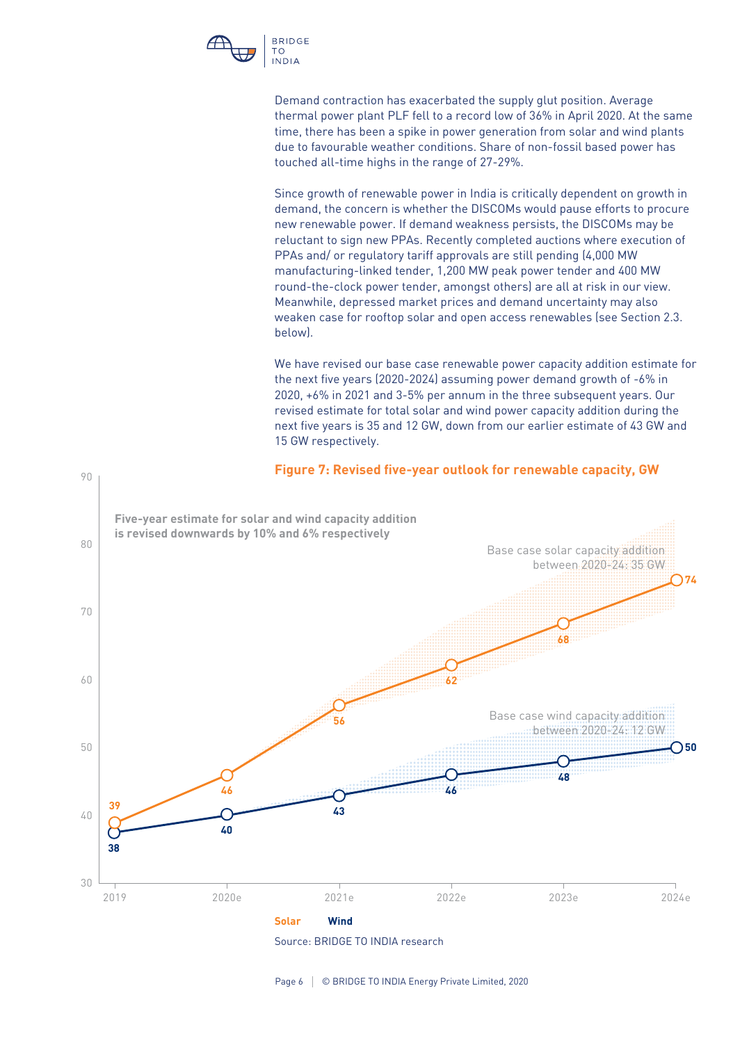Demand contraction has exacerbated the supply glut position. Average thermal power plant PLF fell to a record low of 36% in April 2020. At the same time, there has been a spike in power generation from solar and wind plants due to favourable weather conditions. Share of non-fossil based power has touched all-time highs in the range of 27-29%.

Since growth of renewable power in India is critically dependent on growth in demand, the concern is whether the DISCOMs would pause efforts to procure new renewable power. If demand weakness persists, the DISCOMs may be reluctant to sign new PPAs. Recently completed auctions where execution of PPAs and/ or regulatory tariff approvals are still pending (4,000 MW manufacturing-linked tender, 1,200 MW peak power tender and 400 MW round-the-clock power tender, amongst others) are all at risk in our view. Meanwhile, depressed market prices and demand uncertainty may also weaken case for rooftop solar and open access renewables (see Section 2.3. below).

We have revised our base case renewable power capacity addition estimate for the next five years (2020-2024) assuming power demand growth of -6% in 2020, +6% in 2021 and 3-5% per annum in the three subsequent years. Our revised estimate for total solar and wind power capacity addition during the next five years is 35 and 12 GW, down from our earlier estimate of 43 GW and 15 GW respectively.

**Figure 7: Revised five-year outlook for renewable capacity, GW**

**Five-year estimate for solar and wind capacity addition is revised downwards by 10% and 6% respectively**

| Year | Solar | Wind |
| --- | --- | --- |
| 2019 | 39 | 38 |
| 2020e | 46 | 40 |
| 2021e | 56 | 43 |
| 2022e | 62 | 46 |
| 2023e | 68 | 48 |
| 2024e | 74 | 50 |

Base case solar capacity addition between 2020-24: 35 GW

Base case wind capacity addition between 2020-24: 12 GW

Source: BRIDGE TO INDIA research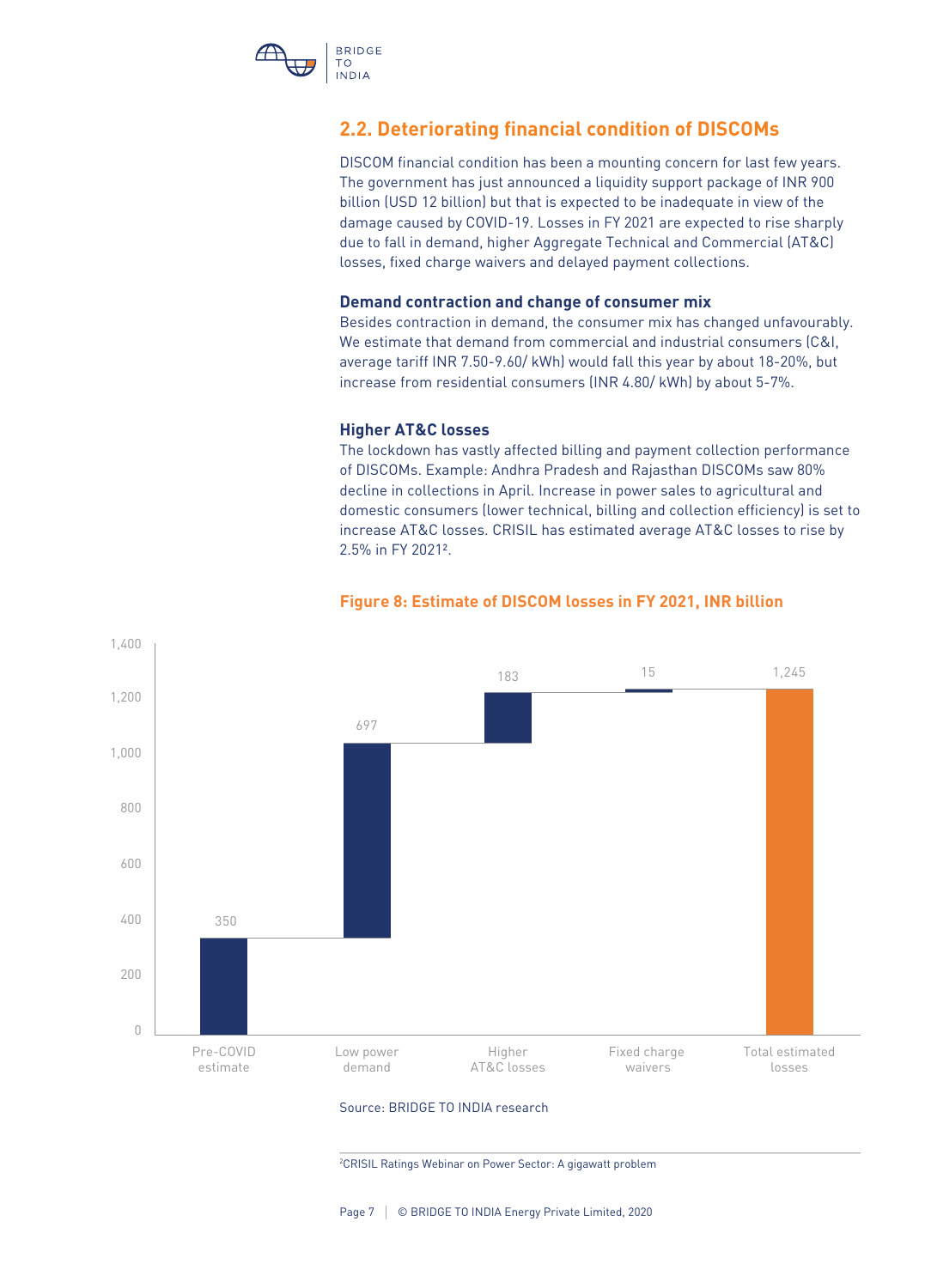## 2.2. Deteriorating financial condition of DISCOMs

DISCOM financial condition has been a mounting concern for last few years. The government has just announced a liquidity support package of INR 900 billion (USD 12 billion) but that is expected to be inadequate in view of the damage caused by COVID-19. Losses in FY 2021 are expected to rise sharply due to fall in demand, higher Aggregate Technical and Commercial (AT&C) losses, fixed charge waivers and delayed payment collections.

### Demand contraction and change of consumer mix

Besides contraction in demand, the consumer mix has changed unfavourably. We estimate that demand from commercial and industrial consumers (C&I, average tariff INR 7.50-9.60/ kWh) would fall this year by about 18-20%, but increase from residential consumers (INR 4.80/ kWh) by about 5-7%.

### Higher AT&C losses

The lockdown has vastly affected billing and payment collection performance of DISCOMs. Example: Andhra Pradesh and Rajasthan DISCOMs saw 80% decline in collections in April. Increase in power sales to agricultural and domestic consumers (lower technical, billing and collection efficiency) is set to increase AT&C losses. CRISIL has estimated average AT&C losses to rise by 2.5% in FY 2021[2].

**Figure 8: Estimate of DISCOM losses in FY 2021, INR billion**

| Category | INR billion |
|---|---|
| Pre-COVID estimate | 350 |
| Low power demand | 697 |
| Higher AT&C losses | 183 |
| Fixed charge waivers | 15 |
| Total estimated losses | 1,245 |

Source: BRIDGE TO INDIA research

[2] CRISIL Ratings Webinar on Power Sector: A gigawatt problem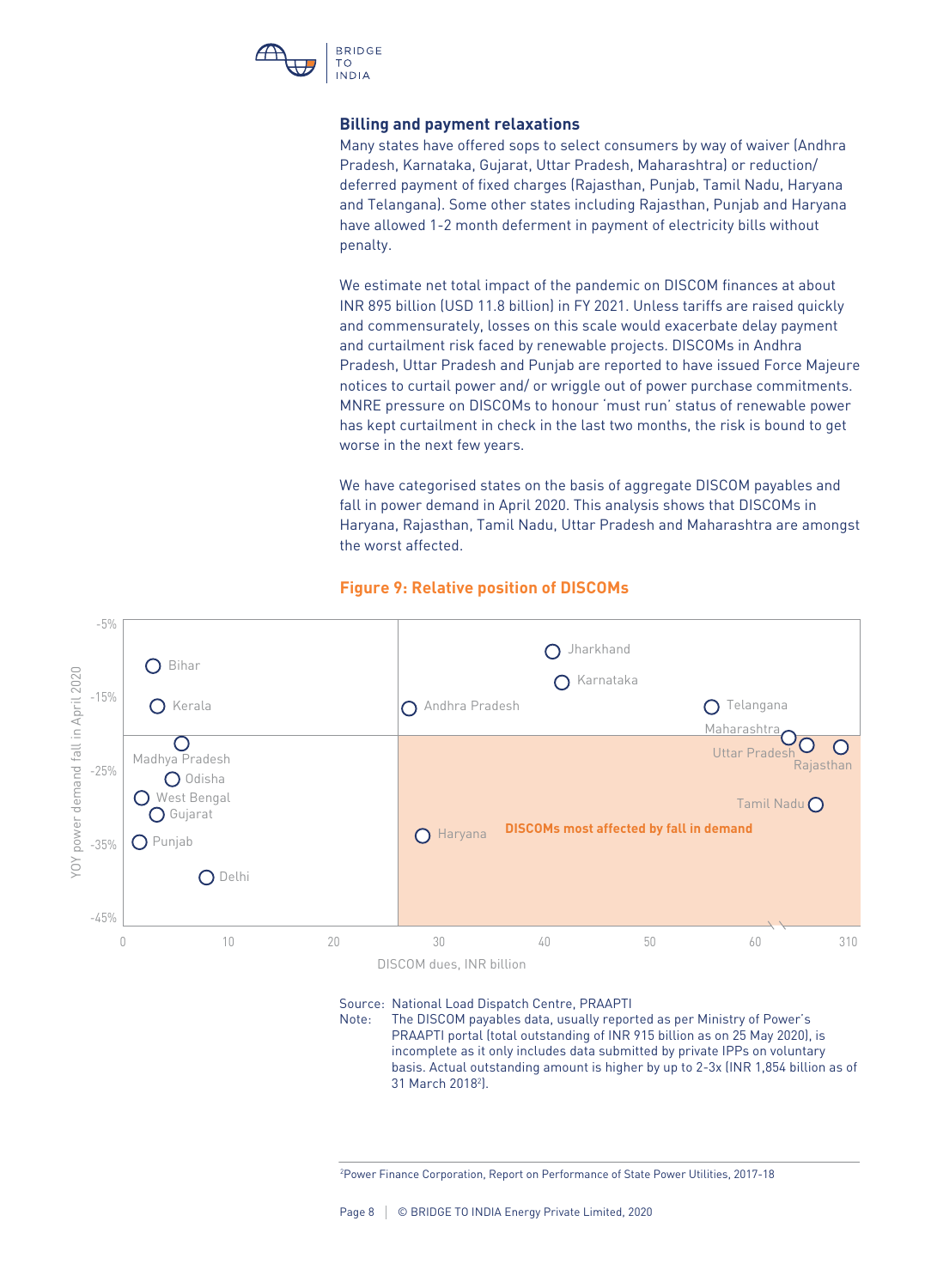### Billing and payment relaxations

Many states have offered sops to select consumers by way of waiver (Andhra Pradesh, Karnataka, Gujarat, Uttar Pradesh, Maharashtra) or reduction/ deferred payment of fixed charges (Rajasthan, Punjab, Tamil Nadu, Haryana and Telangana). Some other states including Rajasthan, Punjab and Haryana have allowed 1-2 month deferment in payment of electricity bills without penalty.

We estimate net total impact of the pandemic on DISCOM finances at about INR 895 billion (USD 11.8 billion) in FY 2021. Unless tariffs are raised quickly and commensurately, losses on this scale would exacerbate delay payment and curtailment risk faced by renewable projects. DISCOMs in Andhra Pradesh, Uttar Pradesh and Punjab are reported to have issued Force Majeure notices to curtail power and/ or wriggle out of power purchase commitments. MNRE pressure on DISCOMs to honour 'must run' status of renewable power has kept curtailment in check in the last two months, the risk is bound to get worse in the next few years.

We have categorised states on the basis of aggregate DISCOM payables and fall in power demand in April 2020. This analysis shows that DISCOMs in Haryana, Rajasthan, Tamil Nadu, Uttar Pradesh and Maharashtra are amongst the worst affected.

**Figure 9: Relative position of DISCOMs**

Source: National Load Dispatch Centre, PRAAPTI

Note: The DISCOM payables data, usually reported as per Ministry of Power's PRAAPTI portal (total outstanding of INR 915 billion as on 25 May 2020), is incomplete as it only includes data submitted by private IPPs on voluntary basis. Actual outstanding amount is higher by up to 2-3x (INR 1,854 billion as of 31 March 2018[2]).

[2] Power Finance Corporation, Report on Performance of State Power Utilities, 2017-18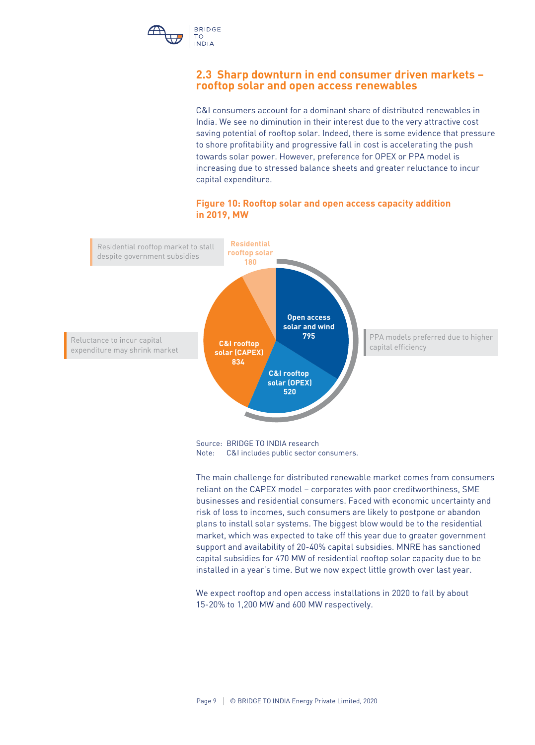## 2.3 Sharp downturn in end consumer driven markets – rooftop solar and open access renewables

C&I consumers account for a dominant share of distributed renewables in India. We see no diminution in their interest due to the very attractive cost saving potential of rooftop solar. Indeed, there is some evidence that pressure to shore profitability and progressive fall in cost is accelerating the push towards solar power. However, preference for OPEX or PPA model is increasing due to stressed balance sheets and greater reluctance to incur capital expenditure.

**Figure 10: Rooftop solar and open access capacity addition in 2019, MW**

| Segment | MW | Comment |
|---|---|---|
| Residential rooftop solar | 180 | Residential rooftop market to stall despite government subsidies |
| C&I rooftop solar (CAPEX) | 834 | Reluctance to incur capital expenditure may shrink market |
| Open access solar and wind | 795 | PPA models preferred due to higher capital efficiency |
| C&I rooftop solar (OPEX) | 520 | PPA models preferred due to higher capital efficiency |

Source: BRIDGE TO INDIA research
Note: C&I includes public sector consumers.

The main challenge for distributed renewable market comes from consumers reliant on the CAPEX model – corporates with poor creditworthiness, SME businesses and residential consumers. Faced with economic uncertainty and risk of loss to incomes, such consumers are likely to postpone or abandon plans to install solar systems. The biggest blow would be to the residential market, which was expected to take off this year due to greater government support and availability of 20-40% capital subsidies. MNRE has sanctioned capital subsidies for 470 MW of residential rooftop solar capacity due to be installed in a year's time. But we now expect little growth over last year.

We expect rooftop and open access installations in 2020 to fall by about 15-20% to 1,200 MW and 600 MW respectively.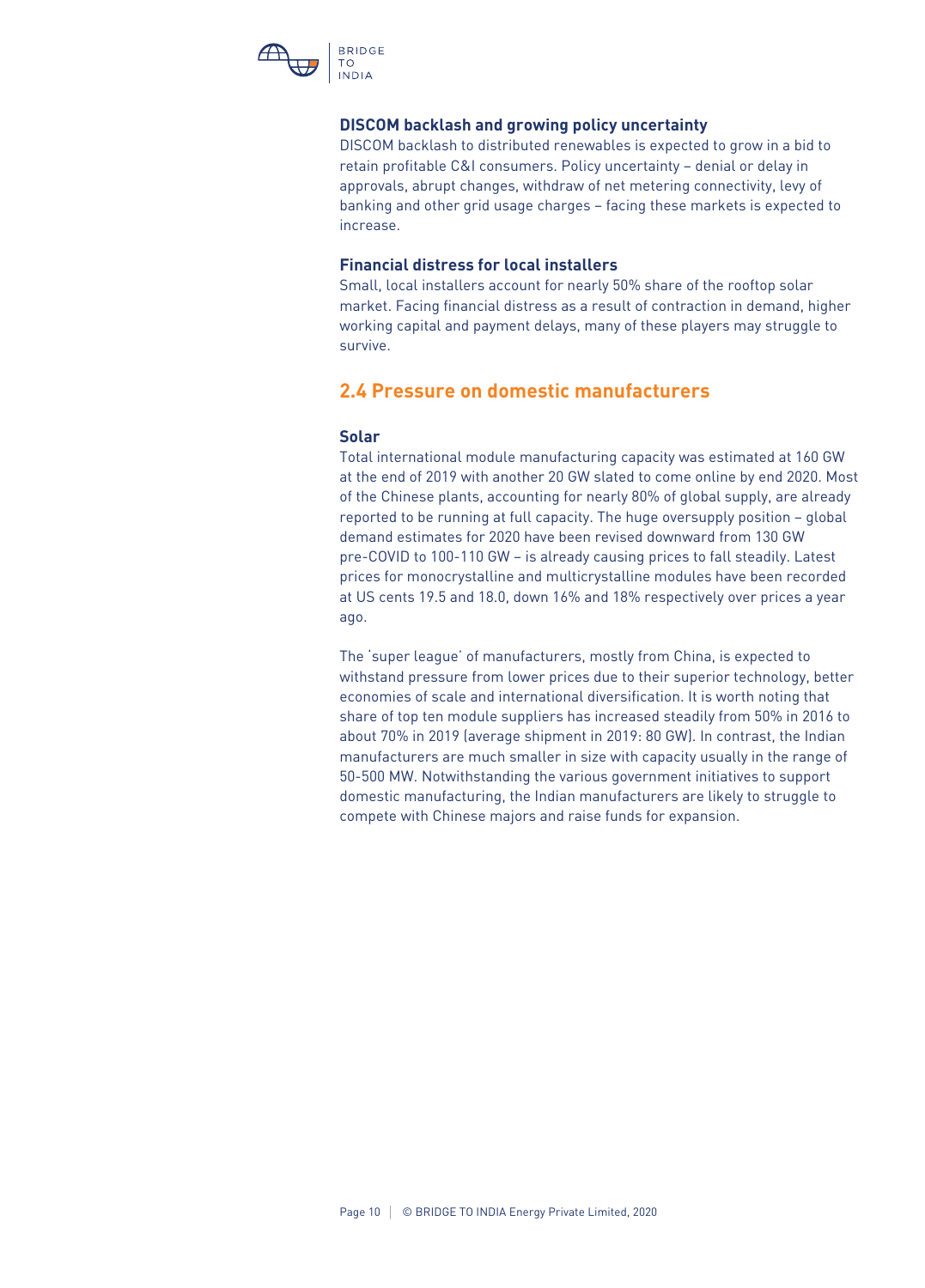### DISCOM backlash and growing policy uncertainty

DISCOM backlash to distributed renewables is expected to grow in a bid to retain profitable C&I consumers. Policy uncertainty – denial or delay in approvals, abrupt changes, withdraw of net metering connectivity, levy of banking and other grid usage charges – facing these markets is expected to increase.

### Financial distress for local installers

Small, local installers account for nearly 50% share of the rooftop solar market. Facing financial distress as a result of contraction in demand, higher working capital and payment delays, many of these players may struggle to survive.

## 2.4 Pressure on domestic manufacturers

### Solar

Total international module manufacturing capacity was estimated at 160 GW at the end of 2019 with another 20 GW slated to come online by end 2020. Most of the Chinese plants, accounting for nearly 80% of global supply, are already reported to be running at full capacity. The huge oversupply position – global demand estimates for 2020 have been revised downward from 130 GW pre-COVID to 100-110 GW – is already causing prices to fall steadily. Latest prices for monocrystalline and multicrystalline modules have been recorded at US cents 19.5 and 18.0, down 16% and 18% respectively over prices a year ago.

The 'super league' of manufacturers, mostly from China, is expected to withstand pressure from lower prices due to their superior technology, better economies of scale and international diversification. It is worth noting that share of top ten module suppliers has increased steadily from 50% in 2016 to about 70% in 2019 (average shipment in 2019: 80 GW). In contrast, the Indian manufacturers are much smaller in size with capacity usually in the range of 50-500 MW. Notwithstanding the various government initiatives to support domestic manufacturing, the Indian manufacturers are likely to struggle to compete with Chinese majors and raise funds for expansion.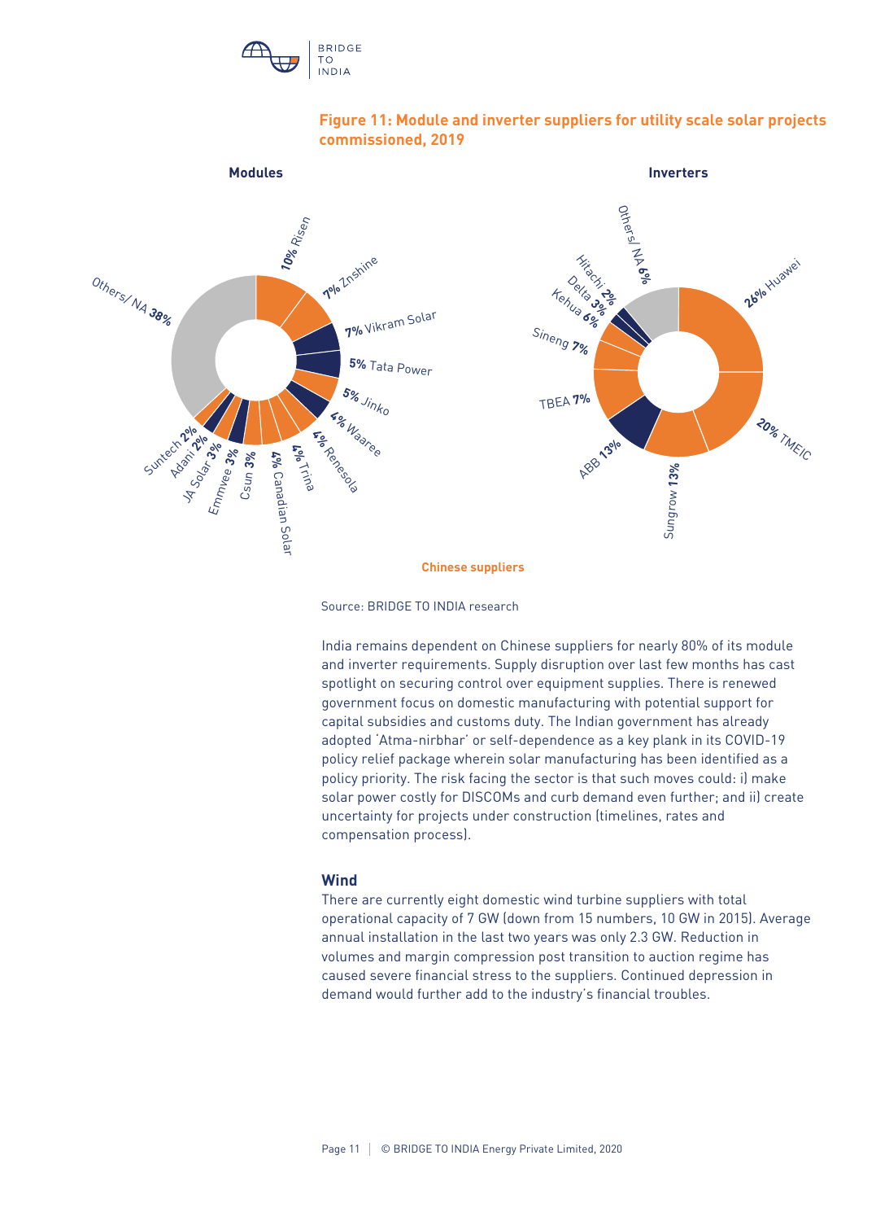**Figure 11: Module and inverter suppliers for utility scale solar projects commissioned, 2019**

**Modules**

| Supplier | Share |
| --- | --- |
| Risen | 10% |
| Znshine | 7% |
| Vikram Solar | 7% |
| Tata Power | 5% |
| Jinko | 5% |
| Waaree | 4% |
| Renesola | 4% |
| Trina | 4% |
| Canadian Solar | 4% |
| Csun | 3% |
| Emmvee | 3% |
| JA Solar | 3% |
| Adani | 2% |
| Suntech | 2% |
| Others/ NA | 38% |

**Inverters**

| Supplier | Share |
| --- | --- |
| Huawei | 26% |
| TMEIC | 20% |
| Sungrow | 13% |
| ABB | 13% |
| TBEA | 7% |
| Sineng | 7% |
| Kehua | 6% |
| Delta | 3% |
| Hitachi | 2% |
| Others/ NA | 6% |

Chinese suppliers

Source: BRIDGE TO INDIA research

India remains dependent on Chinese suppliers for nearly 80% of its module and inverter requirements. Supply disruption over last few months has cast spotlight on securing control over equipment supplies. There is renewed government focus on domestic manufacturing with potential support for capital subsidies and customs duty. The Indian government has already adopted 'Atma-nirbhar' or self-dependence as a key plank in its COVID-19 policy relief package wherein solar manufacturing has been identified as a policy priority. The risk facing the sector is that such moves could: i) make solar power costly for DISCOMs and curb demand even further; and ii) create uncertainty for projects under construction (timelines, rates and compensation process).

## Wind

There are currently eight domestic wind turbine suppliers with total operational capacity of 7 GW (down from 15 numbers, 10 GW in 2015). Average annual installation in the last two years was only 2.3 GW. Reduction in volumes and margin compression post transition to auction regime has caused severe financial stress to the suppliers. Continued depression in demand would further add to the industry's financial troubles.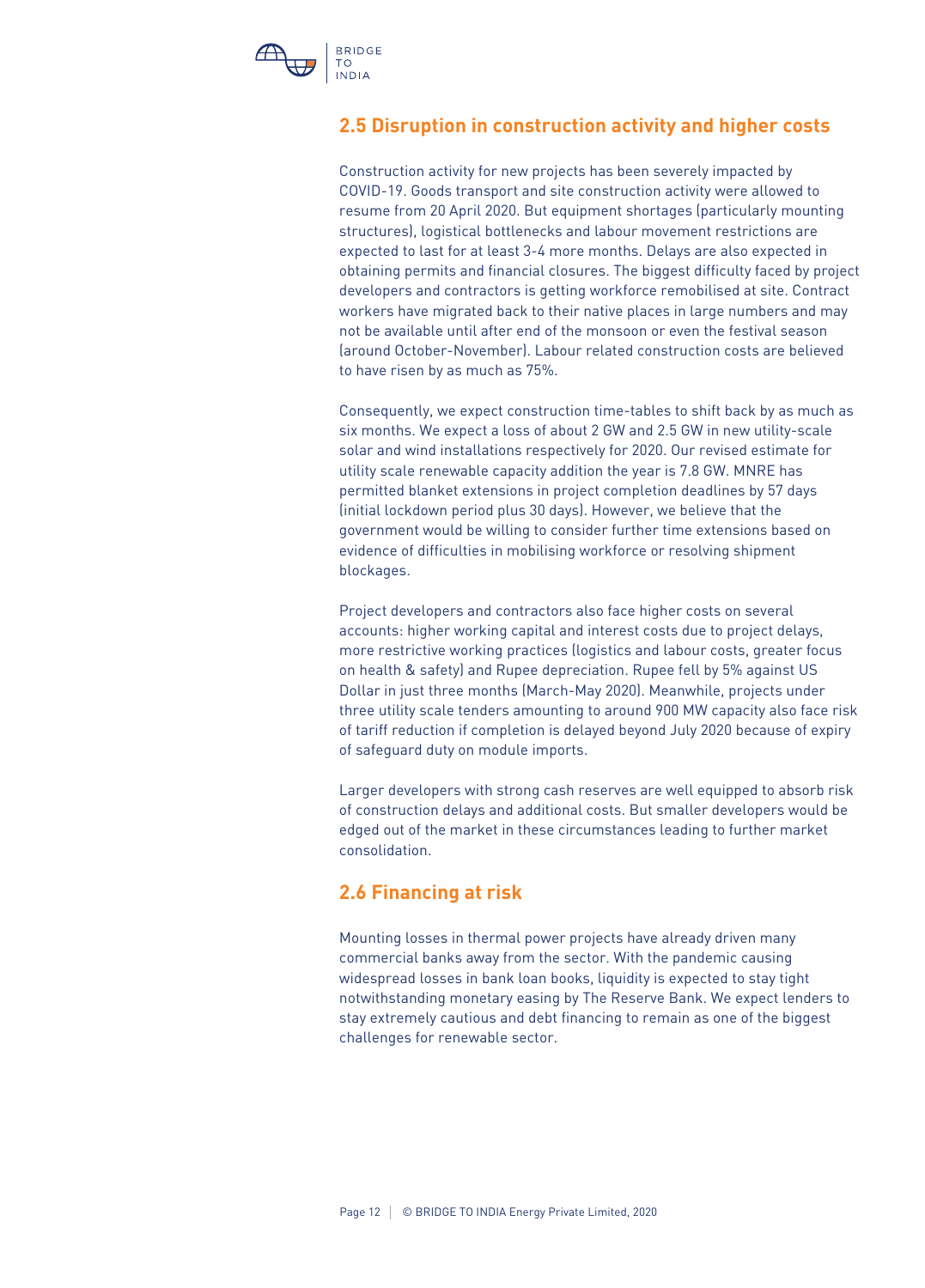## 2.5 Disruption in construction activity and higher costs

Construction activity for new projects has been severely impacted by COVID-19. Goods transport and site construction activity were allowed to resume from 20 April 2020. But equipment shortages (particularly mounting structures), logistical bottlenecks and labour movement restrictions are expected to last for at least 3-4 more months. Delays are also expected in obtaining permits and financial closures. The biggest difficulty faced by project developers and contractors is getting workforce remobilised at site. Contract workers have migrated back to their native places in large numbers and may not be available until after end of the monsoon or even the festival season (around October-November). Labour related construction costs are believed to have risen by as much as 75%.

Consequently, we expect construction time-tables to shift back by as much as six months. We expect a loss of about 2 GW and 2.5 GW in new utility-scale solar and wind installations respectively for 2020. Our revised estimate for utility scale renewable capacity addition the year is 7.8 GW. MNRE has permitted blanket extensions in project completion deadlines by 57 days (initial lockdown period plus 30 days). However, we believe that the government would be willing to consider further time extensions based on evidence of difficulties in mobilising workforce or resolving shipment blockages.

Project developers and contractors also face higher costs on several accounts: higher working capital and interest costs due to project delays, more restrictive working practices (logistics and labour costs, greater focus on health & safety) and Rupee depreciation. Rupee fell by 5% against US Dollar in just three months (March-May 2020). Meanwhile, projects under three utility scale tenders amounting to around 900 MW capacity also face risk of tariff reduction if completion is delayed beyond July 2020 because of expiry of safeguard duty on module imports.

Larger developers with strong cash reserves are well equipped to absorb risk of construction delays and additional costs. But smaller developers would be edged out of the market in these circumstances leading to further market consolidation.

## 2.6 Financing at risk

Mounting losses in thermal power projects have already driven many commercial banks away from the sector. With the pandemic causing widespread losses in bank loan books, liquidity is expected to stay tight notwithstanding monetary easing by The Reserve Bank. We expect lenders to stay extremely cautious and debt financing to remain as one of the biggest challenges for renewable sector.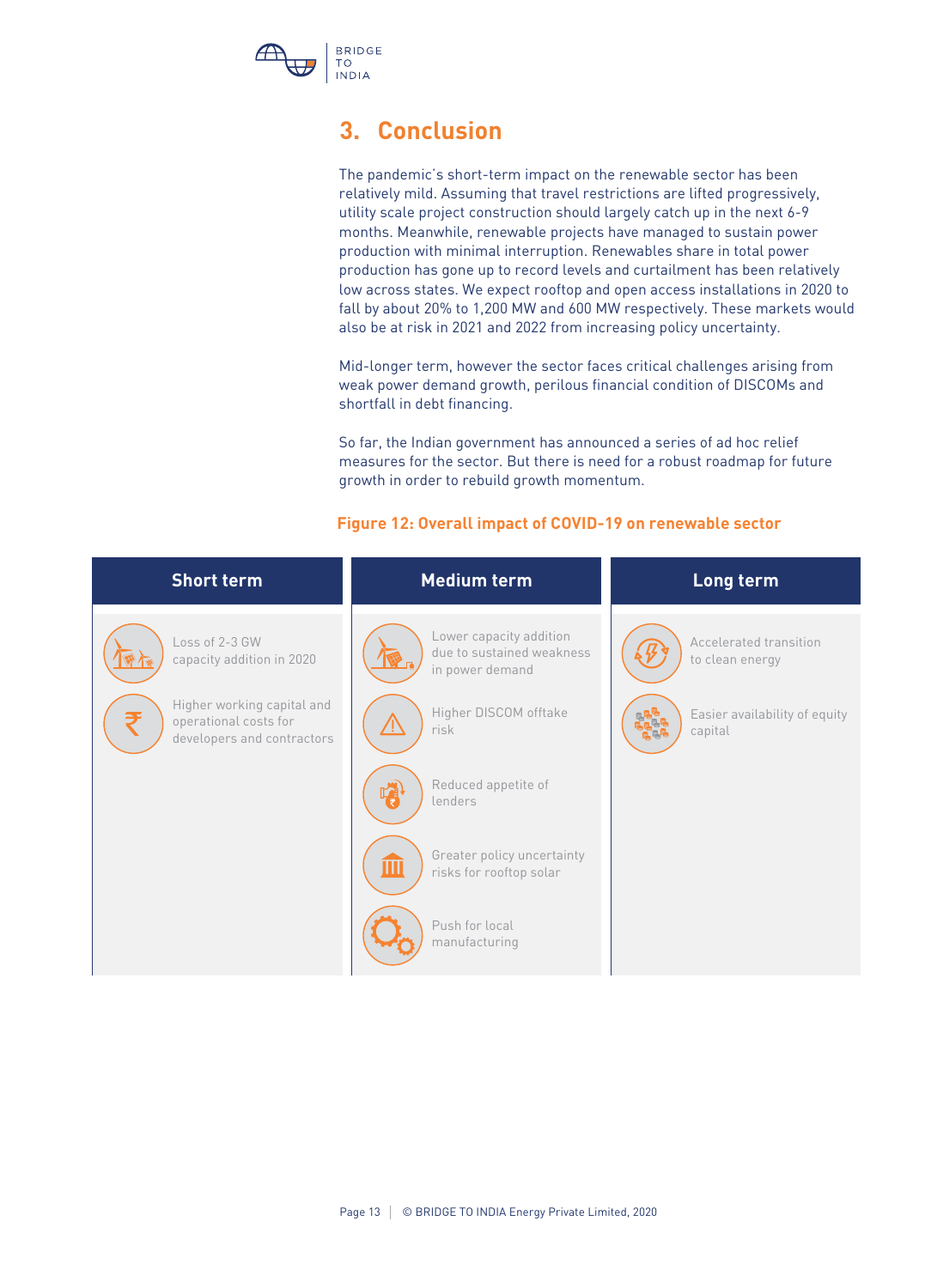## 3. Conclusion

The pandemic's short-term impact on the renewable sector has been relatively mild. Assuming that travel restrictions are lifted progressively, utility scale project construction should largely catch up in the next 6-9 months. Meanwhile, renewable projects have managed to sustain power production with minimal interruption. Renewables share in total power production has gone up to record levels and curtailment has been relatively low across states. We expect rooftop and open access installations in 2020 to fall by about 20% to 1,200 MW and 600 MW respectively. These markets would also be at risk in 2021 and 2022 from increasing policy uncertainty.

Mid-longer term, however the sector faces critical challenges arising from weak power demand growth, perilous financial condition of DISCOMs and shortfall in debt financing.

So far, the Indian government has announced a series of ad hoc relief measures for the sector. But there is need for a robust roadmap for future growth in order to rebuild growth momentum.

**Figure 12: Overall impact of COVID-19 on renewable sector**

| Short term | Medium term | Long term |
|---|---|---|
| Loss of 2-3 GW capacity addition in 2020 | Lower capacity addition due to sustained weakness in power demand | Accelerated transition to clean energy |
| Higher working capital and operational costs for developers and contractors | Higher DISCOM offtake risk | Easier availability of equity capital |
| | Reduced appetite of lenders | |
| | Greater policy uncertainty risks for rooftop solar | |
| | Push for local manufacturing | |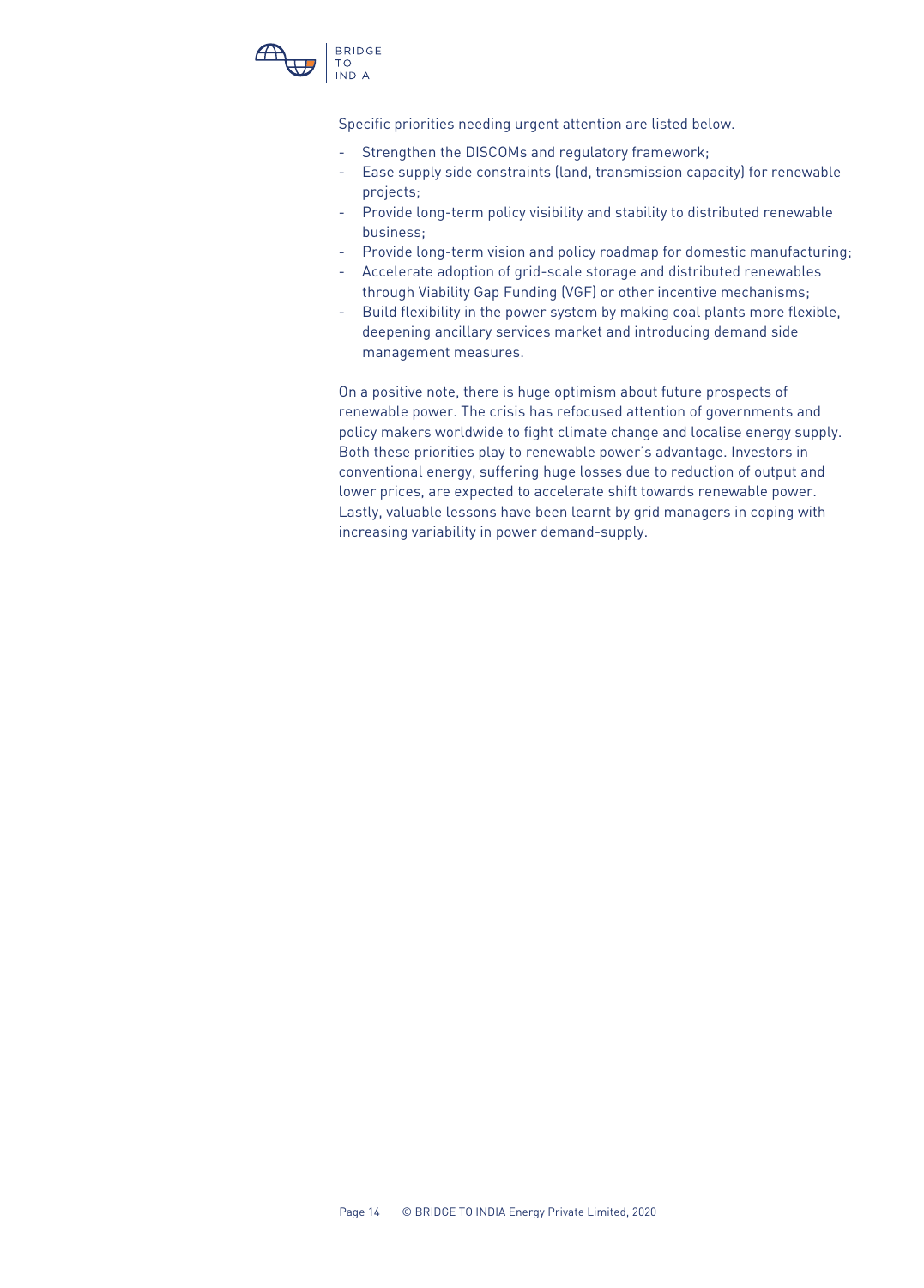Specific priorities needing urgent attention are listed below.

- Strengthen the DISCOMs and regulatory framework;
- Ease supply side constraints (land, transmission capacity) for renewable projects;
- Provide long-term policy visibility and stability to distributed renewable business;
- Provide long-term vision and policy roadmap for domestic manufacturing;
- Accelerate adoption of grid-scale storage and distributed renewables through Viability Gap Funding (VGF) or other incentive mechanisms;
- Build flexibility in the power system by making coal plants more flexible, deepening ancillary services market and introducing demand side management measures.

On a positive note, there is huge optimism about future prospects of renewable power. The crisis has refocused attention of governments and policy makers worldwide to fight climate change and localise energy supply. Both these priorities play to renewable power's advantage. Investors in conventional energy, suffering huge losses due to reduction of output and lower prices, are expected to accelerate shift towards renewable power. Lastly, valuable lessons have been learnt by grid managers in coping with increasing variability in power demand-supply.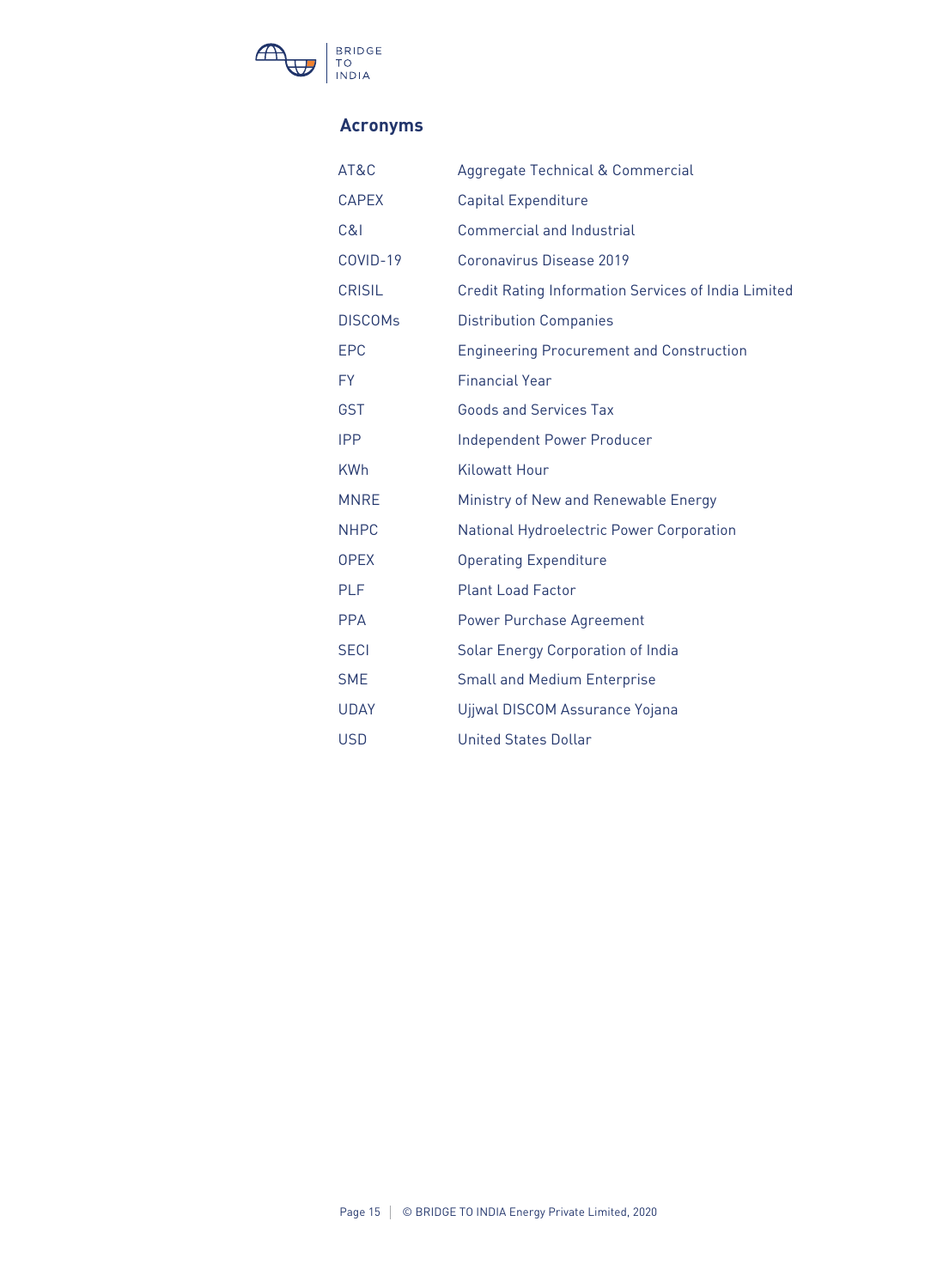## Acronyms

| | |
|---|---|
| AT&C | Aggregate Technical & Commercial |
| CAPEX | Capital Expenditure |
| C&I | Commercial and Industrial |
| COVID-19 | Coronavirus Disease 2019 |
| CRISIL | Credit Rating Information Services of India Limited |
| DISCOMs | Distribution Companies |
| EPC | Engineering Procurement and Construction |
| FY | Financial Year |
| GST | Goods and Services Tax |
| IPP | Independent Power Producer |
| KWh | Kilowatt Hour |
| MNRE | Ministry of New and Renewable Energy |
| NHPC | National Hydroelectric Power Corporation |
| OPEX | Operating Expenditure |
| PLF | Plant Load Factor |
| PPA | Power Purchase Agreement |
| SECI | Solar Energy Corporation of India |
| SME | Small and Medium Enterprise |
| UDAY | Ujjwal DISCOM Assurance Yojana |
| USD | United States Dollar |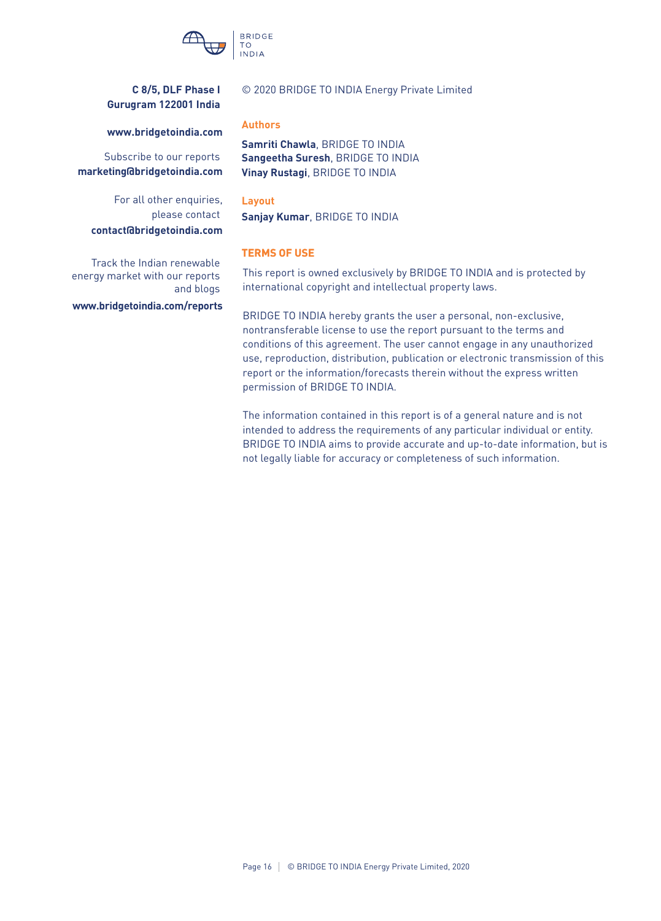BRIDGE TO INDIA

**C 8/5, DLF Phase I**
**Gurugram 122001 India**

**www.bridgetoindia.com**

Subscribe to our reports
**marketing@bridgetoindia.com**

For all other enquiries, please contact
**contact@bridgetoindia.com**

Track the Indian renewable energy market with our reports and blogs

**www.bridgetoindia.com/reports**

© 2020 BRIDGE TO INDIA Energy Private Limited

## Authors

**Samriti Chawla**, BRIDGE TO INDIA
**Sangeetha Suresh**, BRIDGE TO INDIA
**Vinay Rustagi**, BRIDGE TO INDIA

## Layout

**Sanjay Kumar**, BRIDGE TO INDIA

## TERMS OF USE

This report is owned exclusively by BRIDGE TO INDIA and is protected by international copyright and intellectual property laws.

BRIDGE TO INDIA hereby grants the user a personal, non-exclusive, nontransferable license to use the report pursuant to the terms and conditions of this agreement. The user cannot engage in any unauthorized use, reproduction, distribution, publication or electronic transmission of this report or the information/forecasts therein without the express written permission of BRIDGE TO INDIA.

The information contained in this report is of a general nature and is not intended to address the requirements of any particular individual or entity. BRIDGE TO INDIA aims to provide accurate and up-to-date information, but is not legally liable for accuracy or completeness of such information.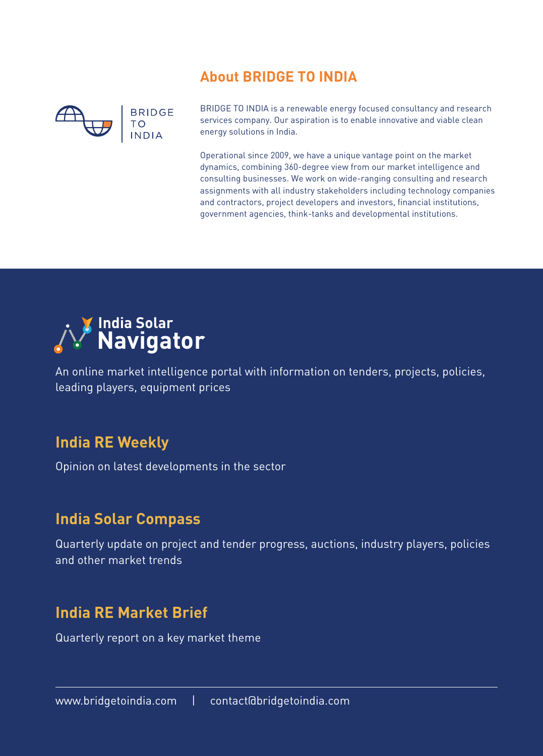## About BRIDGE TO INDIA

BRIDGE TO INDIA

BRIDGE TO INDIA is a renewable energy focused consultancy and research services company. Our aspiration is to enable innovative and viable clean energy solutions in India.

Operational since 2009, we have a unique vantage point on the market dynamics, combining 360-degree view from our market intelligence and consulting businesses. We work on wide-ranging consulting and research assignments with all industry stakeholders including technology companies and contractors, project developers and investors, financial institutions, government agencies, think-tanks and developmental institutions.

## India Solar Navigator

An online market intelligence portal with information on tenders, projects, policies, leading players, equipment prices

## India RE Weekly

Opinion on latest developments in the sector

## India Solar Compass

Quarterly update on project and tender progress, auctions, industry players, policies and other market trends

## India RE Market Brief

Quarterly report on a key market theme

www.bridgetoindia.com | contact@bridgetoindia.com